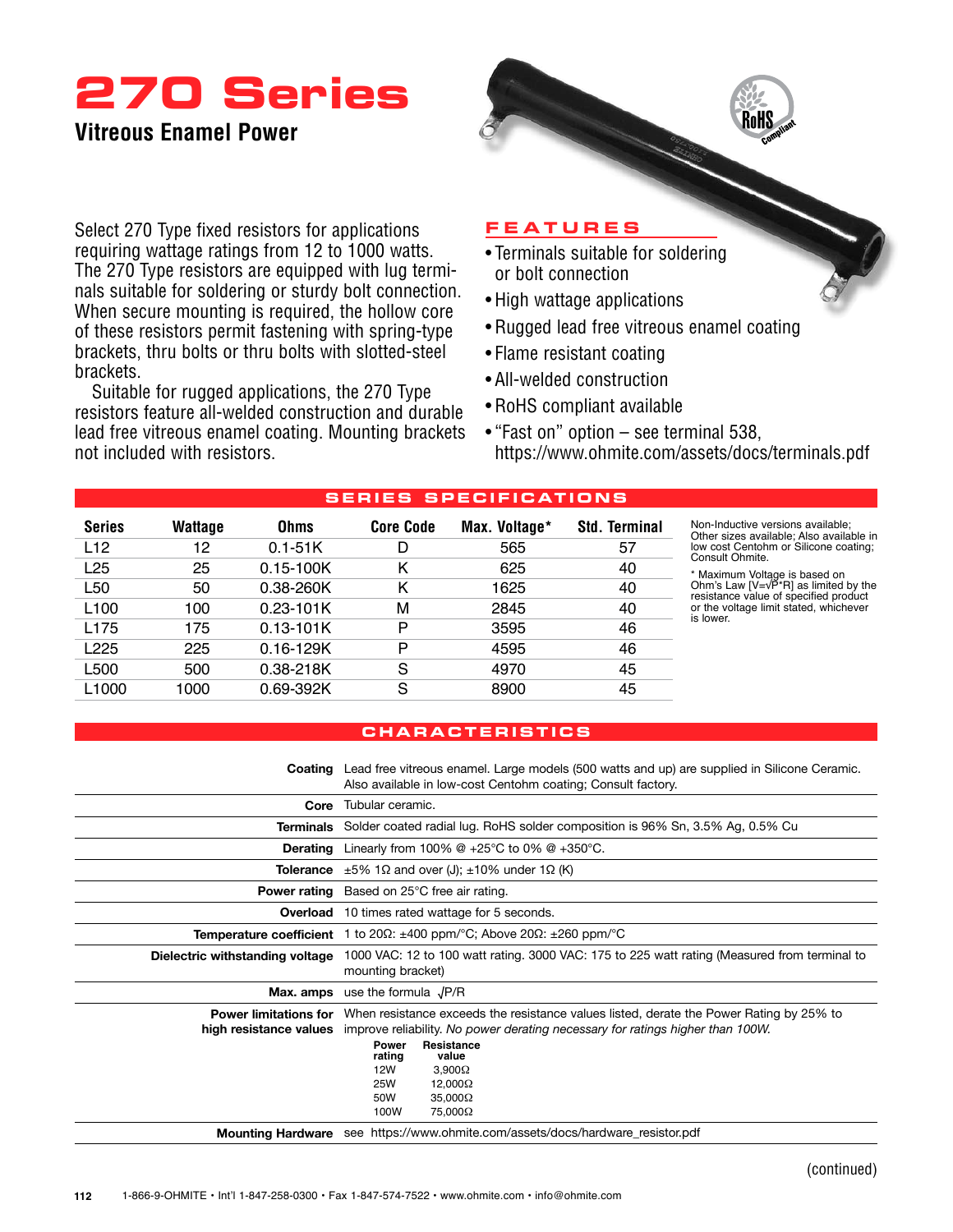# 270 Series

## Vitreous Enamel Power

Select 270 Type fixed resistors for applications requiring wattage ratings from 12 to 1000 watts. The 270 Type resistors are equipped with lug terminals suitable for soldering or sturdy bolt connection. When secure mounting is required, the hollow core of these resistors permit fastening with spring-type brackets, thru bolts or thru bolts with slotted-steel brackets.

Suitable for rugged applications, the 270 Type resistors feature all-welded construction and durable lead free vitreous enamel coating. Mounting brackets not included with resistors.

### FEATURES

- Terminals suitable for soldering or bolt connection
- High wattage applications
- Rugged lead free vitreous enamel coating
- Flame resistant coating
- All-welded construction
- RoHS compliant available
- "Fast on" option – see terminal 538, https://www.ohmite.com/assets/docs/terminals.pdf

### SERIES SPECIFICATIONS

| Series | Wattage | Ohms | Core Code | Max. Voltage* | Std. Terminal |
|---|---|---|---|---|---|
| L12 | 12 | 0.1-51K | D | 565 | 57 |
| L25 | 25 | 0.15-100K | K | 625 | 40 |
| L50 | 50 | 0.38-260K | K | 1625 | 40 |
| L100 | 100 | 0.23-101K | M | 2845 | 40 |
| L175 | 175 | 0.13-101K | P | 3595 | 46 |
| L225 | 225 | 0.16-129K | P | 4595 | 46 |
| L500 | 500 | 0.38-218K | S | 4970 | 45 |
| L1000 | 1000 | 0.69-392K | S | 8900 | 45 |

Non-Inductive versions available; Other sizes available; Also available in low cost Centohm or Silicone coating; Consult Ohmite.

* Maximum Voltage is based on Ohm's Law [$V=\sqrt{P*R}$] as limited by the resistance value of specified product or the voltage limit stated, whichever is lower.

### CHARACTERISTICS

| | |
|---|---|
| **Coating** | Lead free vitreous enamel. Large models (500 watts and up) are supplied in Silicone Ceramic. Also available in low-cost Centohm coating; Consult factory. |
| **Core** | Tubular ceramic. |
| **Terminals** | Solder coated radial lug. RoHS solder composition is 96% Sn, 3.5% Ag, 0.5% Cu |
| **Derating** | Linearly from 100% @ +25°C to 0% @ +350°C. |
| **Tolerance** | ±5% 1Ω and over (J); ±10% under 1Ω (K) |
| **Power rating** | Based on 25°C free air rating. |
| **Overload** | 10 times rated wattage for 5 seconds. |
| **Temperature coefficient** | 1 to 20Ω: ±400 ppm/°C; Above 20Ω: ±260 ppm/°C |
| **Dielectric withstanding voltage** | 1000 VAC: 12 to 100 watt rating. 3000 VAC: 175 to 225 watt rating (Measured from terminal to mounting bracket) |
| **Max. amps** | use the formula $\sqrt{P/R}$ |
| **Power limitations for high resistance values** | When resistance exceeds the resistance values listed, derate the Power Rating by 25% to improve reliability. *No power derating necessary for ratings higher than 100W.* |
| **Mounting Hardware** | see https://www.ohmite.com/assets/docs/hardware_resistor.pdf |

| Power rating | Resistance value |
|---|---|
| 12W | 3,900Ω |
| 25W | 12,000Ω |
| 50W | 35,000Ω |
| 100W | 75,000Ω |

(continued)

1-866-9-OHMITE • Int'l 1-847-258-0300 • Fax 1-847-574-7522 • www.ohmite.com • info@ohmite.com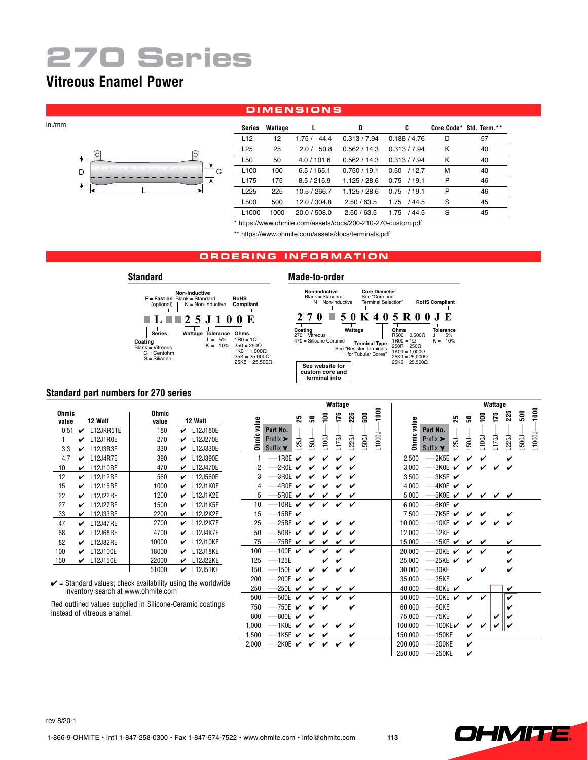# 270 Series

## Vitreous Enamel Power

### DIMENSIONS

in./mm

| Series | Wattage | L | D | C | Core Code* | Std. Term.** |
|---|---|---|---|---|---|---|
| L12 | 12 | 1.75 / 44.4 | 0.313 / 7.94 | 0.188 / 4.76 | D | 57 |
| L25 | 25 | 2.0 / 50.8 | 0.562 / 14.3 | 0.313 / 7.94 | K | 40 |
| L50 | 50 | 4.0 / 101.6 | 0.562 / 14.3 | 0.313 / 7.94 | K | 40 |
| L100 | 100 | 6.5 / 165.1 | 0.750 / 19.1 | 0.50 / 12.7 | M | 40 |
| L175 | 175 | 8.5 / 215.9 | 1.125 / 28.6 | 0.75 / 19.1 | P | 46 |
| L225 | 225 | 10.5 / 266.7 | 1.125 / 28.6 | 0.75 / 19.1 | P | 46 |
| L500 | 500 | 12.0 / 304.8 | 2.50 / 63.5 | 1.75 / 44.5 | S | 45 |
| L1000 | 1000 | 20.0 / 508.0 | 2.50 / 63.5 | 1.75 / 44.5 | S | 45 |

\* https://www.ohmite.com/assets/docs/200-210-270-custom.pdf

\*\* https://www.ohmite.com/assets/docs/terminals.pdf

### ORDERING INFORMATION

#### Standard

L 25 J 100 E

- F = Fast on (optional)
- Non-inductive: Blank = Standard, N = Non-inductive
- RoHS Compliant
- Series
- Wattage
- Tolerance: J = 5%, K = 10%
- Ohms: 1R0 = 1Ω, 250 = 250Ω, 1K0 = 1,000Ω, 25K = 25,000Ω, 25K5 = 25,500Ω
- Coating: Blank = Vitreous, C = Centohm, S = Silicone

#### Made-to-order

270 50K405R00JE

- Coating: 270 = Vitreous, 470 = Silicone Ceramic
- Non-inductive: Blank = Standard, N = Non-inductive
- Wattage
- Core Diameter: See "Core and Terminal Selection"
- Terminal Type: See "Resistor Terminals for Tubular Cores"
- Ohms: R500 = 0.500Ω, 1R00 = 1Ω, 250R = 250Ω, 1K00 = 1,000Ω, 25K0 = 25,000Ω, 25K5 = 25,500Ω
- Tolerance: J = 5%, K = 10%
- RoHS Compliant

See website for custom core and terminal info

### Standard part numbers for 270 series

| Ohmic value | | 12 Watt | Ohmic value | | 12 Watt |
|---|---|---|---|---|---|
| 0.51 | ✔ | L12JKR51E | 180 | ✔ | L12J180E |
| 1 | ✔ | L12J1R0E | 270 | ✔ | L12J270E |
| 3.3 | ✔ | L12J3R3E | 330 | ✔ | L12J330E |
| 4.7 | ✔ | L12J4R7E | 390 | ✔ | L12J390E |
| 10 | ✔ | L12J10RE | 470 | ✔ | L12J470E |
| 12 | ✔ | L12J12RE | 560 | ✔ | L12J560E |
| 15 | ✔ | L12J15RE | 1000 | ✔ | L12J1K0E |
| 22 | ✔ | L12J22RE | 1200 | ✔ | L12J1K2E |
| 27 | ✔ | L12J27RE | 1500 | ✔ | L12J1K5E |
| 33 | ✔ | L12J33RE | 2200 | ✔ | L12J2K2E |
| 47 | ✔ | L12J47RE | 2700 | ✔ | L12J2K7E |
| 68 | ✔ | L12J68RE | 4700 | ✔ | L12J4K7E |
| 82 | ✔ | L12J82RE | 10000 | ✔ | L12J10KE |
| 100 | ✔ | L12J100E | 18000 | ✔ | L12J18KE |
| 150 | ✔ | L12J150E | 22000 | ✔ | L12J22KE |
| | | | 51000 | ✔ | L12J51KE |

✔ = Standard values; check availability using the worldwide inventory search at www.ohmite.com

Red outlined values supplied in Silicone-Ceramic coatings instead of vitreous enamel.

| Ohmic value | Part No. Suffix (Prefix ➤) | 25 (L25J) | 50 (L50J) | 100 (L100J) | 175 (L175J) | 225 (L225J) | 500 (L500J) | 1000 (L1000J) |
|---|---|---|---|---|---|---|---|---|
| 1 | 1R0E | ✔ | ✔ | ✔ | ✔ | ✔ | | |
| 2 | 2R0E | ✔ | ✔ | ✔ | ✔ | ✔ | | |
| 3 | 3R0E | ✔ | ✔ | ✔ | ✔ | ✔ | | |
| 4 | 4R0E | ✔ | ✔ | ✔ | ✔ | ✔ | | |
| 5 | 5R0E | ✔ | ✔ | ✔ | ✔ | ✔ | | |
| 10 | 10RE | ✔ | ✔ | ✔ | ✔ | ✔ | | |
| 15 | 15RE | ✔ | | | | | | |
| 25 | 25RE | ✔ | ✔ | ✔ | ✔ | ✔ | | |
| 50 | 50RE | ✔ | ✔ | ✔ | ✔ | ✔ | | |
| 75 | 75RE | ✔ | ✔ | ✔ | ✔ | ✔ | | |
| 100 | 100E | ✔ | ✔ | ✔ | ✔ | ✔ | | |
| 125 | 125E | | | ✔ | ✔ | | | |
| 150 | 150E | ✔ | ✔ | ✔ | ✔ | ✔ | | |
| 200 | 200E | ✔ | ✔ | | | | | |
| 250 | 250E | ✔ | ✔ | ✔ | ✔ | ✔ | | |
| 500 | 500E | ✔ | ✔ | ✔ | ✔ | ✔ | | |
| 750 | 750E | ✔ | ✔ | ✔ | | ✔ | | |
| 800 | 800E | ✔ | ✔ | | | | | |
| 1,000 | 1K0E | ✔ | ✔ | ✔ | ✔ | ✔ | | |
| 1,500 | 1K5E | ✔ | ✔ | ✔ | | ✔ | | |
| 2,000 | 2K0E | ✔ | ✔ | ✔ | ✔ | ✔ | | |

| Ohmic value | Part No. Suffix (Prefix ➤) | 25 (L25J) | 50 (L50J) | 100 (L100J) | 175 (L175J) | 225 (L225J) | 500 (L500J) | 1000 (L1000J) |
|---|---|---|---|---|---|---|---|---|
| 2,500 | 2K5E | ✔ | ✔ | ✔ | | | | |
| 3,000 | 3K0E | ✔ | ✔ | ✔ | ✔ | ✔ | | |
| 3,500 | 3K5E | ✔ | | | | | | |
| 4,000 | 4K0E | ✔ | ✔ | | | | | |
| 5,000 | 5K0E | ✔ | ✔ | ✔ | ✔ | ✔ | | |
| 6,000 | 6K0E | ✔ | | | | | | |
| 7,500 | 7K5E | ✔ | ✔ | ✔ | | ✔ | | |
| 10,000 | 10KE | ✔ | ✔ | ✔ | ✔ | ✔ | | |
| 12,000 | 12KE | ✔ | | | | | | |
| 15,000 | 15KE | ✔ | ✔ | ✔ | | ✔ | | |
| 20,000 | 20KE | ✔ | ✔ | ✔ | | ✔ | | |
| 25,000 | 25KE | ✔ | ✔ | | | ✔ | | |
| 30,000 | 30KE | | | ✔ | | ✔ | | |
| 35,000 | 35KE | | ✔ | | | | | |
| 40,000 | 40KE | ✔ | | | | ✔ | | |
| 50,000 | 50KE | ✔ | ✔ | ✔ | | ✔ | | |
| 60,000 | 60KE | | | | | ✔ | | |
| 75,000 | 75KE | | ✔ | | ✔ | ✔ | | |
| 100,000 | 100KE | ✔ | ✔ | ✔ | ✔ | ✔ | | |
| 150,000 | 150KE | | ✔ | | | | | |
| 200,000 | 200KE | | ✔ | | | | | |
| 250,000 | 250KE | | ✔ | | | | | |

rev 8/20-1

1-866-9-OHMITE • Int'l 1-847-258-0300 • Fax 1-847-574-7522 • www.ohmite.com • info@ohmite.com